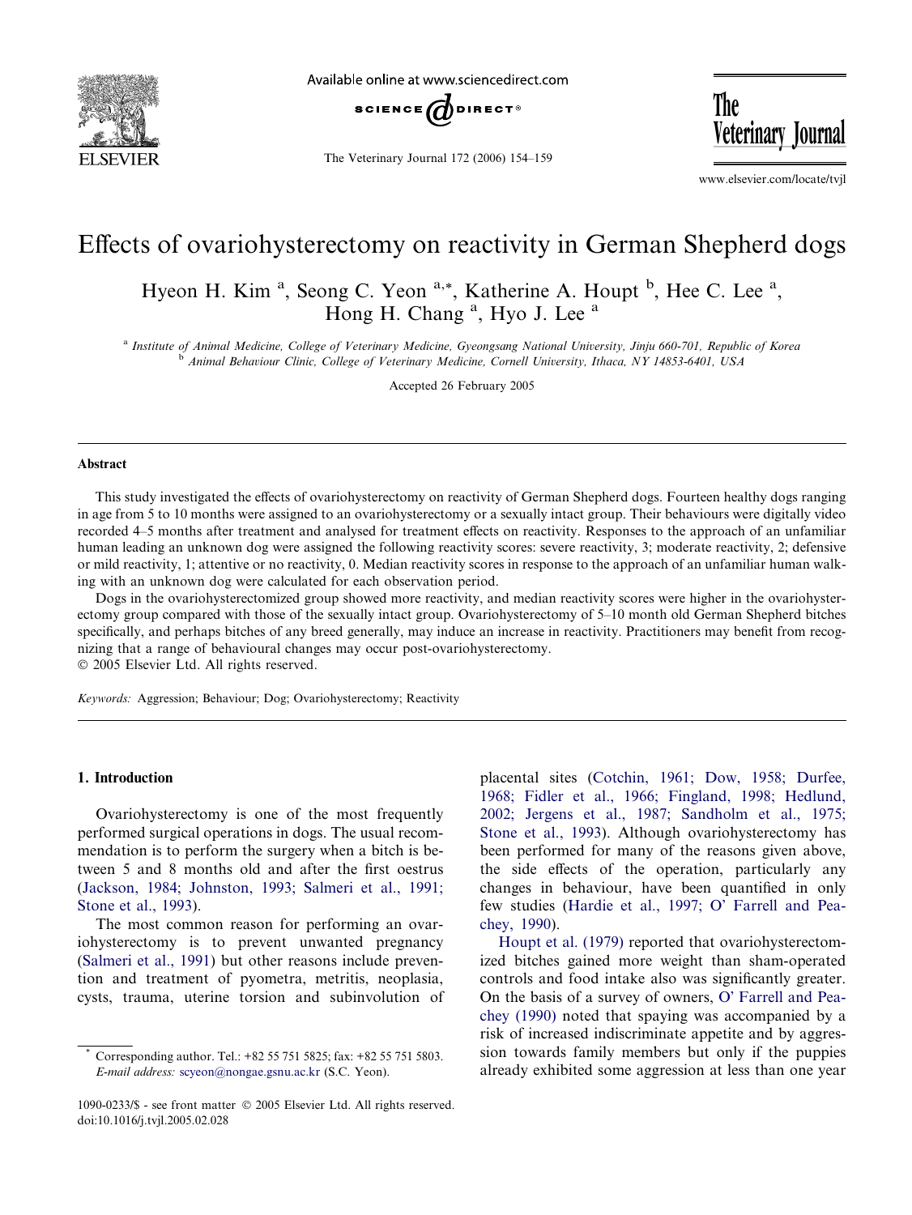# Effects of ovariohysterectomy on reactivity in German Shepherd dogs

Hyeon H. Kim [a], Seong C. Yeon [a,*], Katherine A. Houpt [b], Hee C. Lee [a], Hong H. Chang [a], Hyo J. Lee [a]

[a] Institute of Animal Medicine, College of Veterinary Medicine, Gyeongsang National University, Jinju 660-701, Republic of Korea

[b] Animal Behaviour Clinic, College of Veterinary Medicine, Cornell University, Ithaca, NY 14853-6401, USA

Accepted 26 February 2005

## Abstract

This study investigated the effects of ovariohysterectomy on reactivity of German Shepherd dogs. Fourteen healthy dogs ranging in age from 5 to 10 months were assigned to an ovariohysterectomy or a sexually intact group. Their behaviours were digitally video recorded 4–5 months after treatment and analysed for treatment effects on reactivity. Responses to the approach of an unfamiliar human leading an unknown dog were assigned the following reactivity scores: severe reactivity, 3; moderate reactivity, 2; defensive or mild reactivity, 1; attentive or no reactivity, 0. Median reactivity scores in response to the approach of an unfamiliar human walking with an unknown dog were calculated for each observation period.

Dogs in the ovariohysterectomized group showed more reactivity, and median reactivity scores were higher in the ovariohysterectomy group compared with those of the sexually intact group. Ovariohysterectomy of 5–10 month old German Shepherd bitches specifically, and perhaps bitches of any breed generally, may induce an increase in reactivity. Practitioners may benefit from recognizing that a range of behavioural changes may occur post-ovariohysterectomy.

© 2005 Elsevier Ltd. All rights reserved.

*Keywords:* Aggression; Behaviour; Dog; Ovariohysterectomy; Reactivity

## 1. Introduction

Ovariohysterectomy is one of the most frequently performed surgical operations in dogs. The usual recommendation is to perform the surgery when a bitch is between 5 and 8 months old and after the first oestrus (Jackson, 1984; Johnston, 1993; Salmeri et al., 1991; Stone et al., 1993).

The most common reason for performing an ovariohysterectomy is to prevent unwanted pregnancy (Salmeri et al., 1991) but other reasons include prevention and treatment of pyometra, metritis, neoplasia, cysts, trauma, uterine torsion and subinvolution of placental sites (Cotchin, 1961; Dow, 1958; Durfee, 1968; Fidler et al., 1966; Fingland, 1998; Hedlund, 2002; Jergens et al., 1987; Sandholm et al., 1975; Stone et al., 1993). Although ovariohysterectomy has been performed for many of the reasons given above, the side effects of the operation, particularly any changes in behaviour, have been quantified in only few studies (Hardie et al., 1997; O' Farrell and Peachey, 1990).

Houpt et al. (1979) reported that ovariohysterectomized bitches gained more weight than sham-operated controls and food intake also was significantly greater. On the basis of a survey of owners, O' Farrell and Peachey (1990) noted that spaying was accompanied by a risk of increased indiscriminate appetite and by aggression towards family members but only if the puppies already exhibited some aggression at less than one year

\* Corresponding author. Tel.: +82 55 751 5825; fax: +82 55 751 5803. *E-mail address:* scyeon@nongae.gsnu.ac.kr (S.C. Yeon).

1090-0233/$ - see front matter © 2005 Elsevier Ltd. All rights reserved.
doi:10.1016/j.tvjl.2005.02.028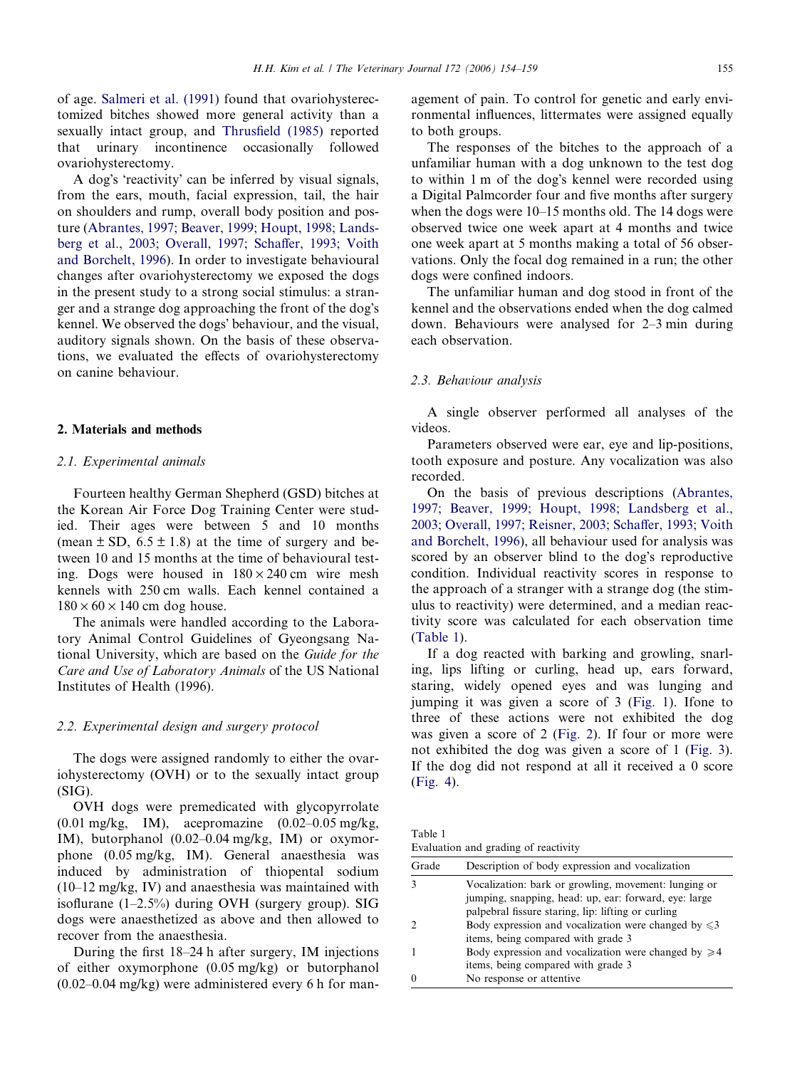of age. Salmeri et al. (1991) found that ovariohysterectomized bitches showed more general activity than a sexually intact group, and Thrusfield (1985) reported that urinary incontinence occasionally followed ovariohysterectomy.

A dog's 'reactivity' can be inferred by visual signals, from the ears, mouth, facial expression, tail, the hair on shoulders and rump, overall body position and posture (Abrantes, 1997; Beaver, 1999; Houpt, 1998; Landsberg et al., 2003; Overall, 1997; Schaffer, 1993; Voith and Borchelt, 1996). In order to investigate behavioural changes after ovariohysterectomy we exposed the dogs in the present study to a strong social stimulus: a stranger and a strange dog approaching the front of the dog's kennel. We observed the dogs' behaviour, and the visual, auditory signals shown. On the basis of these observations, we evaluated the effects of ovariohysterectomy on canine behaviour.

## 2. Materials and methods

### 2.1. Experimental animals

Fourteen healthy German Shepherd (GSD) bitches at the Korean Air Force Dog Training Center were studied. Their ages were between 5 and 10 months (mean ± SD, 6.5 ± 1.8) at the time of surgery and between 10 and 15 months at the time of behavioural testing. Dogs were housed in 180 × 240 cm wire mesh kennels with 250 cm walls. Each kennel contained a 180 × 60 × 140 cm dog house.

The animals were handled according to the Laboratory Animal Control Guidelines of Gyeongsang National University, which are based on the *Guide for the Care and Use of Laboratory Animals* of the US National Institutes of Health (1996).

### 2.2. Experimental design and surgery protocol

The dogs were assigned randomly to either the ovariohysterectomy (OVH) or to the sexually intact group (SIG).

OVH dogs were premedicated with glycopyrrolate (0.01 mg/kg, IM), acepromazine (0.02–0.05 mg/kg, IM), butorphanol (0.02–0.04 mg/kg, IM) or oxymorphone (0.05 mg/kg, IM). General anaesthesia was induced by administration of thiopental sodium (10–12 mg/kg, IV) and anaesthesia was maintained with isoflurane (1–2.5%) during OVH (surgery group). SIG dogs were anaesthetized as above and then allowed to recover from the anaesthesia.

During the first 18–24 h after surgery, IM injections of either oxymorphone (0.05 mg/kg) or butorphanol (0.02–0.04 mg/kg) were administered every 6 h for management of pain. To control for genetic and early environmental influences, littermates were assigned equally to both groups.

The responses of the bitches to the approach of a unfamiliar human with a dog unknown to the test dog to within 1 m of the dog's kennel were recorded using a Digital Palmcorder four and five months after surgery when the dogs were 10–15 months old. The 14 dogs were observed twice one week apart at 4 months and twice one week apart at 5 months making a total of 56 observations. Only the focal dog remained in a run; the other dogs were confined indoors.

The unfamiliar human and dog stood in front of the kennel and the observations ended when the dog calmed down. Behaviours were analysed for 2–3 min during each observation.

### 2.3. Behaviour analysis

A single observer performed all analyses of the videos.

Parameters observed were ear, eye and lip-positions, tooth exposure and posture. Any vocalization was also recorded.

On the basis of previous descriptions (Abrantes, 1997; Beaver, 1999; Houpt, 1998; Landsberg et al., 2003; Overall, 1997; Reisner, 2003; Schaffer, 1993; Voith and Borchelt, 1996), all behaviour used for analysis was scored by an observer blind to the dog's reproductive condition. Individual reactivity scores in response to the approach of a stranger with a strange dog (the stimulus to reactivity) were determined, and a median reactivity score was calculated for each observation time (Table 1).

If a dog reacted with barking and growling, snarling, lips lifting or curling, head up, ears forward, staring, widely opened eyes and was lunging and jumping it was given a score of 3 (Fig. 1). Ifone to three of these actions were not exhibited the dog was given a score of 2 (Fig. 2). If four or more were not exhibited the dog was given a score of 1 (Fig. 3). If the dog did not respond at all it received a 0 score (Fig. 4).

Table 1
Evaluation and grading of reactivity

| Grade | Description of body expression and vocalization |
|---|---|
| 3 | Vocalization: bark or growling, movement: lunging or jumping, snapping, head: up, ear: forward, eye: large palpebral fissure staring, lip: lifting or curling |
| 2 | Body expression and vocalization were changed by ⩽3 items, being compared with grade 3 |
| 1 | Body expression and vocalization were changed by ⩾4 items, being compared with grade 3 |
| 0 | No response or attentive |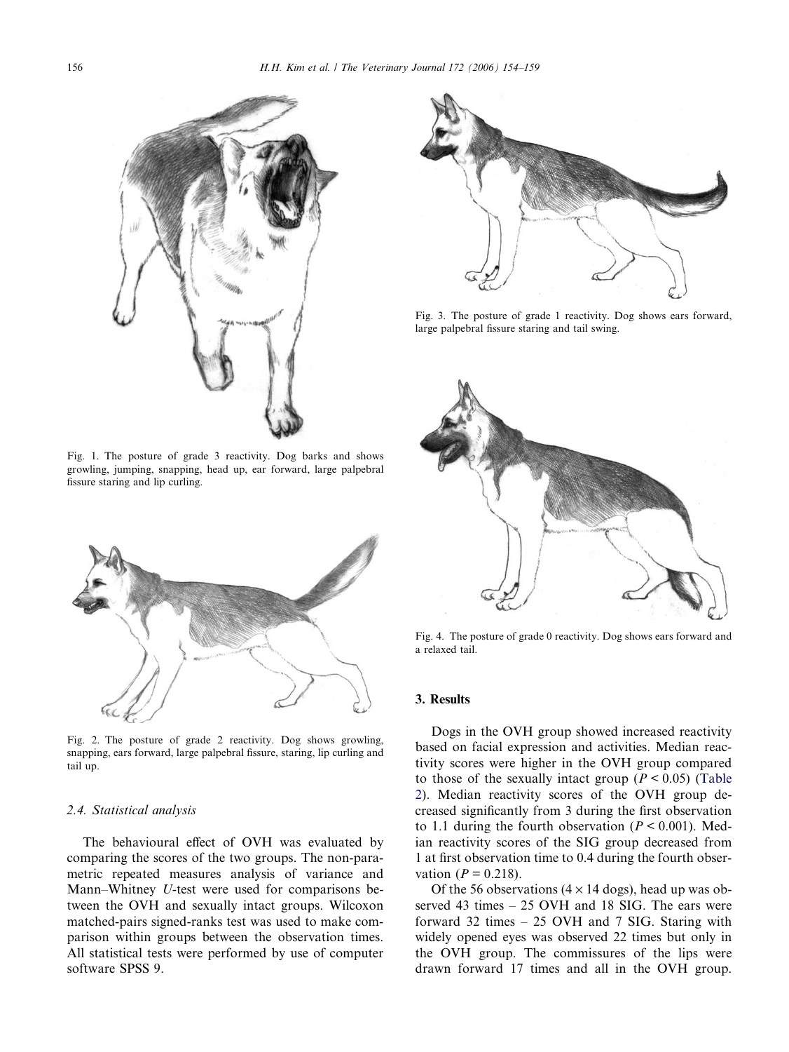Fig. 1. The posture of grade 3 reactivity. Dog barks and shows growling, jumping, snapping, head up, ear forward, large palpebral fissure staring and lip curling.

Fig. 2. The posture of grade 2 reactivity. Dog shows growling, snapping, ears forward, large palpebral fissure, staring, lip curling and tail up.

Fig. 3. The posture of grade 1 reactivity. Dog shows ears forward, large palpebral fissure staring and tail swing.

Fig. 4. The posture of grade 0 reactivity. Dog shows ears forward and a relaxed tail.

### 2.4. Statistical analysis

The behavioural effect of OVH was evaluated by comparing the scores of the two groups. The non-parametric repeated measures analysis of variance and Mann–Whitney *U*-test were used for comparisons between the OVH and sexually intact groups. Wilcoxon matched-pairs signed-ranks test was used to make comparison within groups between the observation times. All statistical tests were performed by use of computer software SPSS 9.

## 3. Results

Dogs in the OVH group showed increased reactivity based on facial expression and activities. Median reactivity scores were higher in the OVH group compared to those of the sexually intact group ($P < 0.05$) (Table 2). Median reactivity scores of the OVH group decreased significantly from 3 during the first observation to 1.1 during the fourth observation ($P < 0.001$). Median reactivity scores of the SIG group decreased from 1 at first observation time to 0.4 during the fourth observation ($P = 0.218$).

Of the 56 observations ($4 \times 14$ dogs), head up was observed 43 times – 25 OVH and 18 SIG. The ears were forward 32 times – 25 OVH and 7 SIG. Staring with widely opened eyes was observed 22 times but only in the OVH group. The commissures of the lips were drawn forward 17 times and all in the OVH group.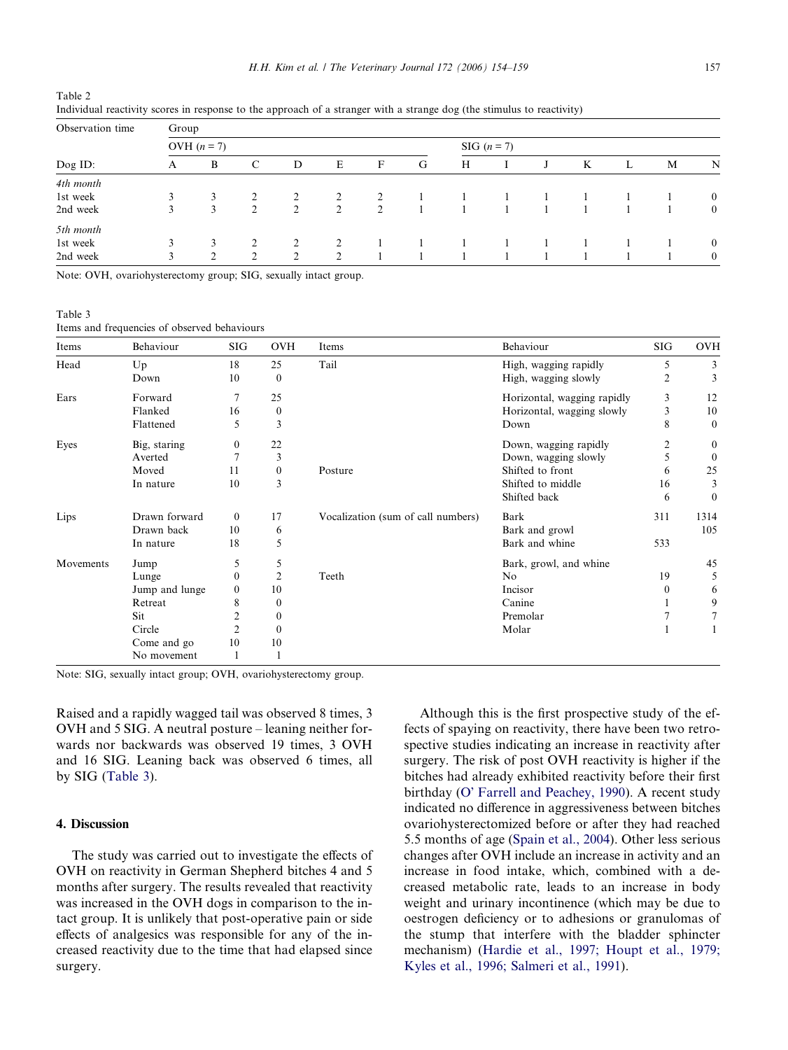Table 2
Individual reactivity scores in response to the approach of a stranger with a strange dog (the stimulus to reactivity)

| Observation time | Group | | | | | | | | | | | | | |
|---|---|---|---|---|---|---|---|---|---|---|---|---|---|---|
| | OVH (n = 7) | | | | | | | SIG (n = 7) | | | | | | |
| Dog ID: | A | B | C | D | E | F | G | H | I | J | K | L | M | N |
| *4th month* | | | | | | | | | | | | | | |
| 1st week | 3 | 3 | 2 | 2 | 2 | 2 | 1 | 1 | 1 | 1 | 1 | 1 | 1 | 0 |
| 2nd week | 3 | 3 | 2 | 2 | 2 | 2 | 1 | 1 | 1 | 1 | 1 | 1 | 1 | 0 |
| *5th month* | | | | | | | | | | | | | | |
| 1st week | 3 | 3 | 2 | 2 | 2 | 1 | 1 | 1 | 1 | 1 | 1 | 1 | 1 | 0 |
| 2nd week | 3 | 2 | 2 | 2 | 2 | 1 | 1 | 1 | 1 | 1 | 1 | 1 | 1 | 0 |

Note: OVH, ovariohysterectomy group; SIG, sexually intact group.

Table 3
Items and frequencies of observed behaviours

| Items | Behaviour | SIG | OVH | Items | Behaviour | SIG | OVH |
|---|---|---|---|---|---|---|---|
| Head | Up | 18 | 25 | Tail | High, wagging rapidly | 5 | 3 |
| | Down | 10 | 0 | | High, wagging slowly | 2 | 3 |
| Ears | Forward | 7 | 25 | | Horizontal, wagging rapidly | 3 | 12 |
| | Flanked | 16 | 0 | | Horizontal, wagging slowly | 3 | 10 |
| | Flattened | 5 | 3 | | Down | 8 | 0 |
| Eyes | Big, staring | 0 | 22 | | Down, wagging rapidly | 2 | 0 |
| | Averted | 7 | 3 | | Down, wagging slowly | 5 | 0 |
| | Moved | 11 | 0 | Posture | Shifted to front | 6 | 25 |
| | In nature | 10 | 3 | | Shifted to middle | 16 | 3 |
| | | | | | Shifted back | 6 | 0 |
| Lips | Drawn forward | 0 | 17 | Vocalization (sum of call numbers) | Bark | 311 | 1314 |
| | Drawn back | 10 | 6 | | Bark and growl | | 105 |
| | In nature | 18 | 5 | | Bark and whine | 533 | |
| Movements | Jump | 5 | 5 | | Bark, growl, and whine | | 45 |
| | Lunge | 0 | 2 | Teeth | No | 19 | 5 |
| | Jump and lunge | 0 | 10 | | Incisor | 0 | 6 |
| | Retreat | 8 | 0 | | Canine | 1 | 9 |
| | Sit | 2 | 0 | | Premolar | 7 | 7 |
| | Circle | 2 | 0 | | Molar | 1 | 1 |
| | Come and go | 10 | 10 | | | | |
| | No movement | 1 | 1 | | | | |

Note: SIG, sexually intact group; OVH, ovariohysterectomy group.

Raised and a rapidly wagged tail was observed 8 times, 3 OVH and 5 SIG. A neutral posture – leaning neither forwards nor backwards was observed 19 times, 3 OVH and 16 SIG. Leaning back was observed 6 times, all by SIG (Table 3).

## 4. Discussion

The study was carried out to investigate the effects of OVH on reactivity in German Shepherd bitches 4 and 5 months after surgery. The results revealed that reactivity was increased in the OVH dogs in comparison to the intact group. It is unlikely that post-operative pain or side effects of analgesics was responsible for any of the increased reactivity due to the time that had elapsed since surgery.

Although this is the first prospective study of the effects of spaying on reactivity, there have been two retrospective studies indicating an increase in reactivity after surgery. The risk of post OVH reactivity is higher if the bitches had already exhibited reactivity before their first birthday (O' Farrell and Peachey, 1990). A recent study indicated no difference in aggressiveness between bitches ovariohysterectomized before or after they had reached 5.5 months of age (Spain et al., 2004). Other less serious changes after OVH include an increase in activity and an increase in food intake, which, combined with a decreased metabolic rate, leads to an increase in body weight and urinary incontinence (which may be due to oestrogen deficiency or to adhesions or granulomas of the stump that interfere with the bladder sphincter mechanism) (Hardie et al., 1997; Houpt et al., 1979; Kyles et al., 1996; Salmeri et al., 1991).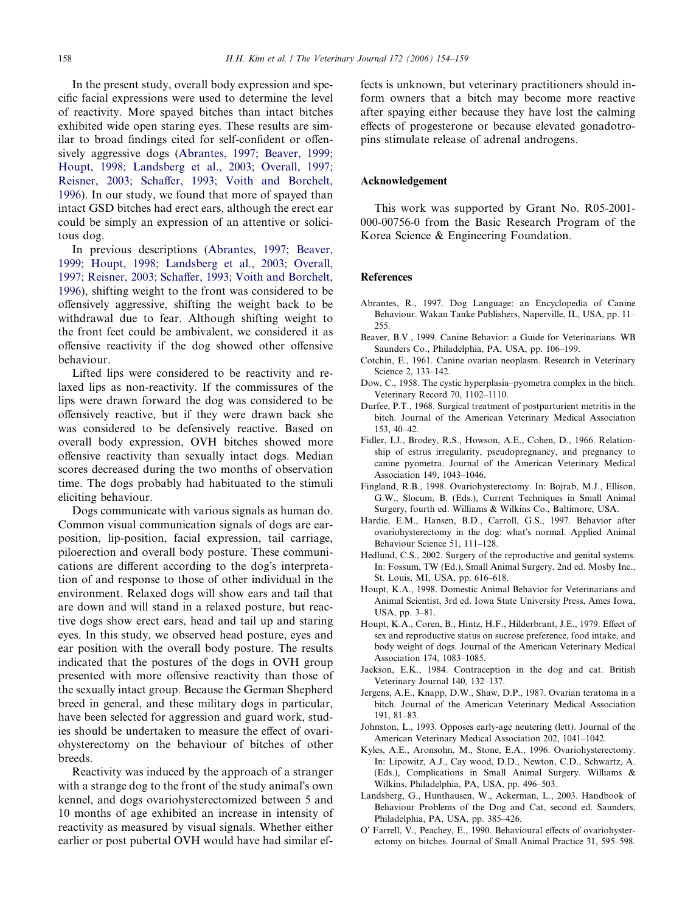In the present study, overall body expression and specific facial expressions were used to determine the level of reactivity. More spayed bitches than intact bitches exhibited wide open staring eyes. These results are similar to broad findings cited for self-confident or offensively aggressive dogs (Abrantes, 1997; Beaver, 1999; Houpt, 1998; Landsberg et al., 2003; Overall, 1997; Reisner, 2003; Schaffer, 1993; Voith and Borchelt, 1996). In our study, we found that more of spayed than intact GSD bitches had erect ears, although the erect ear could be simply an expression of an attentive or solicitous dog.

In previous descriptions (Abrantes, 1997; Beaver, 1999; Houpt, 1998; Landsberg et al., 2003; Overall, 1997; Reisner, 2003; Schaffer, 1993; Voith and Borchelt, 1996), shifting weight to the front was considered to be offensively aggressive, shifting the weight back to be withdrawal due to fear. Although shifting weight to the front feet could be ambivalent, we considered it as offensive reactivity if the dog showed other offensive behaviour.

Lifted lips were considered to be reactivity and relaxed lips as non-reactivity. If the commissures of the lips were drawn forward the dog was considered to be offensively reactive, but if they were drawn back she was considered to be defensively reactive. Based on overall body expression, OVH bitches showed more offensive reactivity than sexually intact dogs. Median scores decreased during the two months of observation time. The dogs probably had habituated to the stimuli eliciting behaviour.

Dogs communicate with various signals as human do. Common visual communication signals of dogs are ear-position, lip-position, facial expression, tail carriage, piloerection and overall body posture. These communications are different according to the dog's interpretation of and response to those of other individual in the environment. Relaxed dogs will show ears and tail that are down and will stand in a relaxed posture, but reactive dogs show erect ears, head and tail up and staring eyes. In this study, we observed head posture, eyes and ear position with the overall body posture. The results indicated that the postures of the dogs in OVH group presented with more offensive reactivity than those of the sexually intact group. Because the German Shepherd breed in general, and these military dogs in particular, have been selected for aggression and guard work, studies should be undertaken to measure the effect of ovariohysterectomy on the behaviour of bitches of other breeds.

Reactivity was induced by the approach of a stranger with a strange dog to the front of the study animal's own kennel, and dogs ovariohysterectomized between 5 and 10 months of age exhibited an increase in intensity of reactivity as measured by visual signals. Whether either earlier or post pubertal OVH would have had similar effects is unknown, but veterinary practitioners should inform owners that a bitch may become more reactive after spaying either because they have lost the calming effects of progesterone or because elevated gonadotropins stimulate release of adrenal androgens.

## Acknowledgement

This work was supported by Grant No. R05-2001-000-00756-0 from the Basic Research Program of the Korea Science & Engineering Foundation.

## References

Abrantes, R., 1997. Dog Language: an Encyclopedia of Canine Behaviour. Wakan Tanke Publishers, Naperville, IL, USA, pp. 11–255.

Beaver, B.V., 1999. Canine Behavior: a Guide for Veterinarians. WB Saunders Co., Philadelphia, PA, USA, pp. 106–199.

Cotchin, E., 1961. Canine ovarian neoplasm. Research in Veterinary Science 2, 133–142.

Dow, C., 1958. The cystic hyperplasia–pyometra complex in the bitch. Veterinary Record 70, 1102–1110.

Durfee, P.T., 1968. Surgical treatment of postparturient metritis in the bitch. Journal of the American Veterinary Medical Association 153, 40–42.

Fidler, I.J., Brodey, R.S., Howson, A.E., Cohen, D., 1966. Relationship of estrus irregularity, pseudopregnancy, and pregnancy to canine pyometra. Journal of the American Veterinary Medical Association 149, 1043–1046.

Fingland, R.B., 1998. Ovariohysterectomy. In: Bojrab, M.J., Ellison, G.W., Slocum, B. (Eds.), Current Techniques in Small Animal Surgery, fourth ed. Williams & Wilkins Co., Baltimore, USA.

Hardie, E.M., Hansen, B.D., Carroll, G.S., 1997. Behavior after ovariohysterectomy in the dog: what's normal. Applied Animal Behaviour Science 51, 111–128.

Hedlund, C.S., 2002. Surgery of the reproductive and genital systems. In: Fossum, TW (Ed.), Small Animal Surgery, 2nd ed. Mosby Inc., St. Louis, MI, USA, pp. 616–618.

Houpt, K.A., 1998. Domestic Animal Behavior for Veterinarians and Animal Scientist, 3rd ed. Iowa State University Press, Ames Iowa, USA, pp. 3–81.

Houpt, K.A., Coren, B., Hintz, H.F., Hilderbrant, J.E., 1979. Effect of sex and reproductive status on sucrose preference, food intake, and body weight of dogs. Journal of the American Veterinary Medical Association 174, 1083–1085.

Jackson, E.K., 1984. Contraception in the dog and cat. British Veterinary Journal 140, 132–137.

Jergens, A.E., Knapp, D.W., Shaw, D.P., 1987. Ovarian teratoma in a bitch. Journal of the American Veterinary Medical Association 191, 81–83.

Johnston, L., 1993. Opposes early-age neutering (lett). Journal of the American Veterinary Medical Association 202, 1041–1042.

Kyles, A.E., Aronsohn, M., Stone, E.A., 1996. Ovariohysterectomy. In: Lipowitz, A.J., Cay wood, D.D., Newton, C.D., Schwartz, A. (Eds.), Complications in Small Animal Surgery. Williams & Wilkins, Philadelphia, PA, USA, pp. 496–503.

Landsberg, G., Hunthausen, W., Ackerman, L., 2003. Handbook of Behaviour Problems of the Dog and Cat, second ed. Saunders, Philadelphia, PA, USA, pp. 385–426.

O' Farrell, V., Peachey, E., 1990. Behavioural effects of ovariohysterectomy on bitches. Journal of Small Animal Practice 31, 595–598.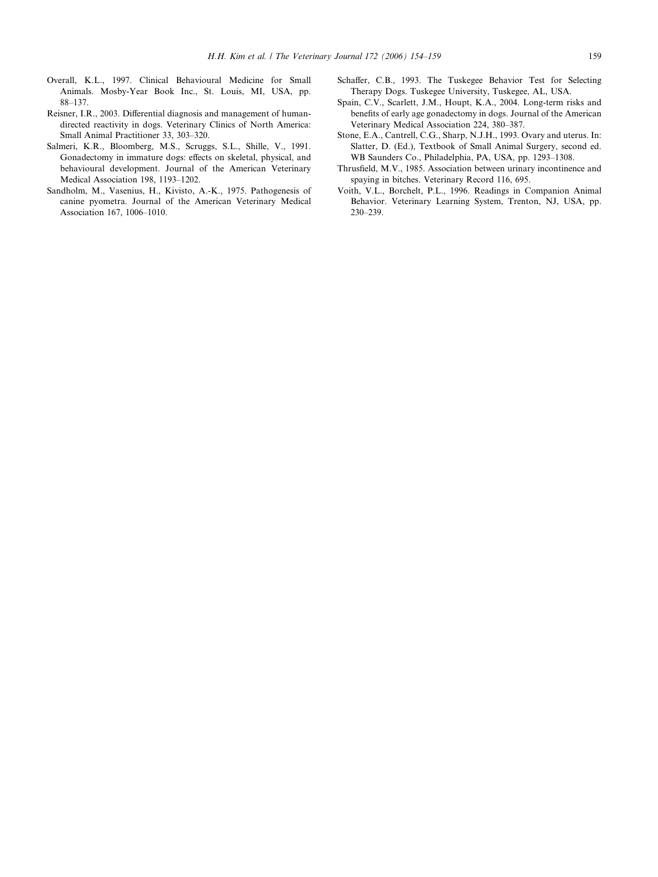Overall, K.L., 1997. Clinical Behavioural Medicine for Small Animals. Mosby-Year Book Inc., St. Louis, MI, USA, pp. 88–137.

Reisner, I.R., 2003. Differential diagnosis and management of human-directed reactivity in dogs. Veterinary Clinics of North America: Small Animal Practitioner 33, 303–320.

Salmeri, K.R., Bloomberg, M.S., Scruggs, S.L., Shille, V., 1991. Gonadectomy in immature dogs: effects on skeletal, physical, and behavioural development. Journal of the American Veterinary Medical Association 198, 1193–1202.

Sandholm, M., Vasenius, H., Kivisto, A.-K., 1975. Pathogenesis of canine pyometra. Journal of the American Veterinary Medical Association 167, 1006–1010.

Schaffer, C.B., 1993. The Tuskegee Behavior Test for Selecting Therapy Dogs. Tuskegee University, Tuskegee, AL, USA.

Spain, C.V., Scarlett, J.M., Houpt, K.A., 2004. Long-term risks and benefits of early age gonadectomy in dogs. Journal of the American Veterinary Medical Association 224, 380–387.

Stone, E.A., Cantrell, C.G., Sharp, N.J.H., 1993. Ovary and uterus. In: Slatter, D. (Ed.), Textbook of Small Animal Surgery, second ed. WB Saunders Co., Philadelphia, PA, USA, pp. 1293–1308.

Thrusfield, M.V., 1985. Association between urinary incontinence and spaying in bitches. Veterinary Record 116, 695.

Voith, V.L., Borchelt, P.L., 1996. Readings in Companion Animal Behavior. Veterinary Learning System, Trenton, NJ, USA, pp. 230–239.